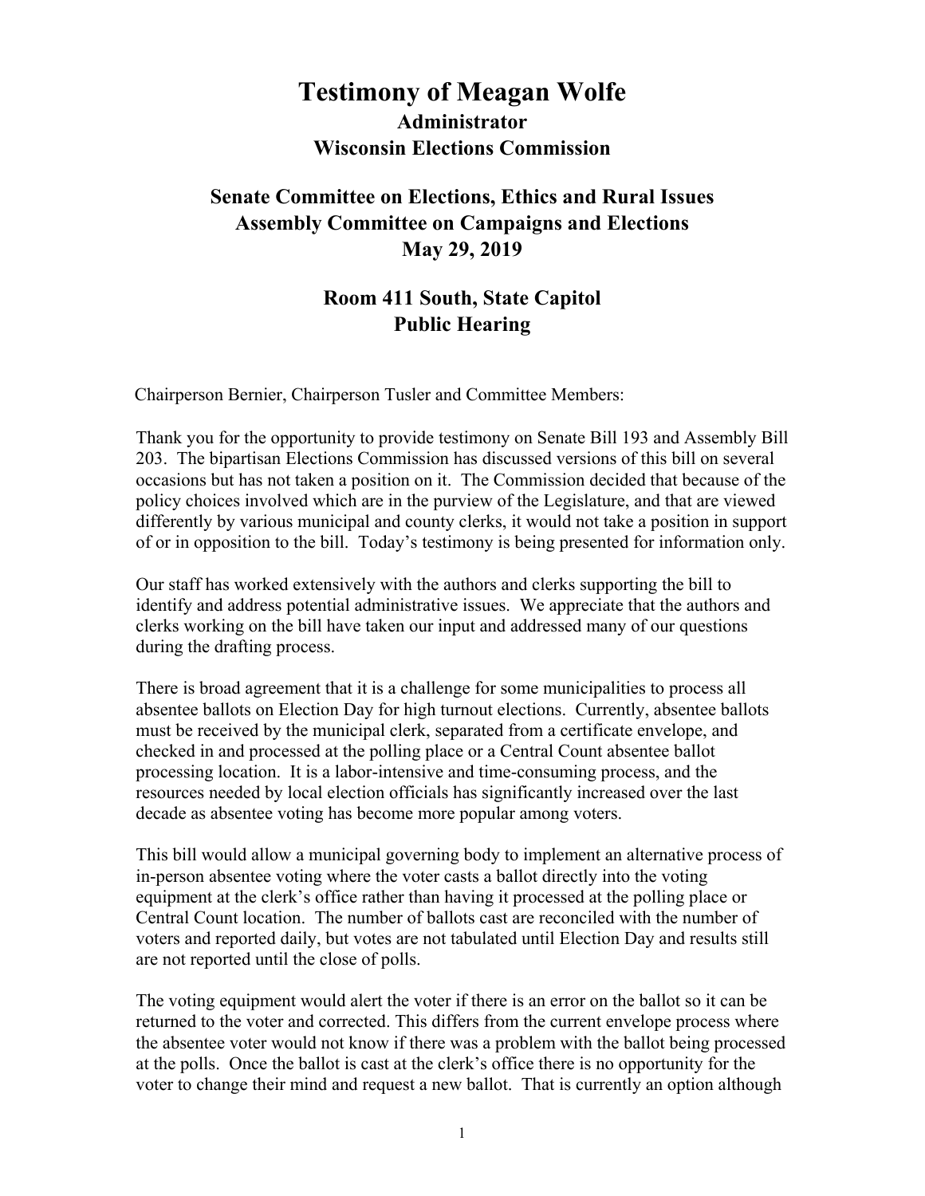# Testimony of Meagan Wolfe

## Administrator
## Wisconsin Elections Commission

## Senate Committee on Elections, Ethics and Rural Issues
## Assembly Committee on Campaigns and Elections
## May 29, 2019

## Room 411 South, State Capitol
## Public Hearing

Chairperson Bernier, Chairperson Tusler and Committee Members:

Thank you for the opportunity to provide testimony on Senate Bill 193 and Assembly Bill 203. The bipartisan Elections Commission has discussed versions of this bill on several occasions but has not taken a position on it. The Commission decided that because of the policy choices involved which are in the purview of the Legislature, and that are viewed differently by various municipal and county clerks, it would not take a position in support of or in opposition to the bill. Today's testimony is being presented for information only.

Our staff has worked extensively with the authors and clerks supporting the bill to identify and address potential administrative issues. We appreciate that the authors and clerks working on the bill have taken our input and addressed many of our questions during the drafting process.

There is broad agreement that it is a challenge for some municipalities to process all absentee ballots on Election Day for high turnout elections. Currently, absentee ballots must be received by the municipal clerk, separated from a certificate envelope, and checked in and processed at the polling place or a Central Count absentee ballot processing location. It is a labor-intensive and time-consuming process, and the resources needed by local election officials has significantly increased over the last decade as absentee voting has become more popular among voters.

This bill would allow a municipal governing body to implement an alternative process of in-person absentee voting where the voter casts a ballot directly into the voting equipment at the clerk's office rather than having it processed at the polling place or Central Count location. The number of ballots cast are reconciled with the number of voters and reported daily, but votes are not tabulated until Election Day and results still are not reported until the close of polls.

The voting equipment would alert the voter if there is an error on the ballot so it can be returned to the voter and corrected. This differs from the current envelope process where the absentee voter would not know if there was a problem with the ballot being processed at the polls. Once the ballot is cast at the clerk's office there is no opportunity for the voter to change their mind and request a new ballot. That is currently an option although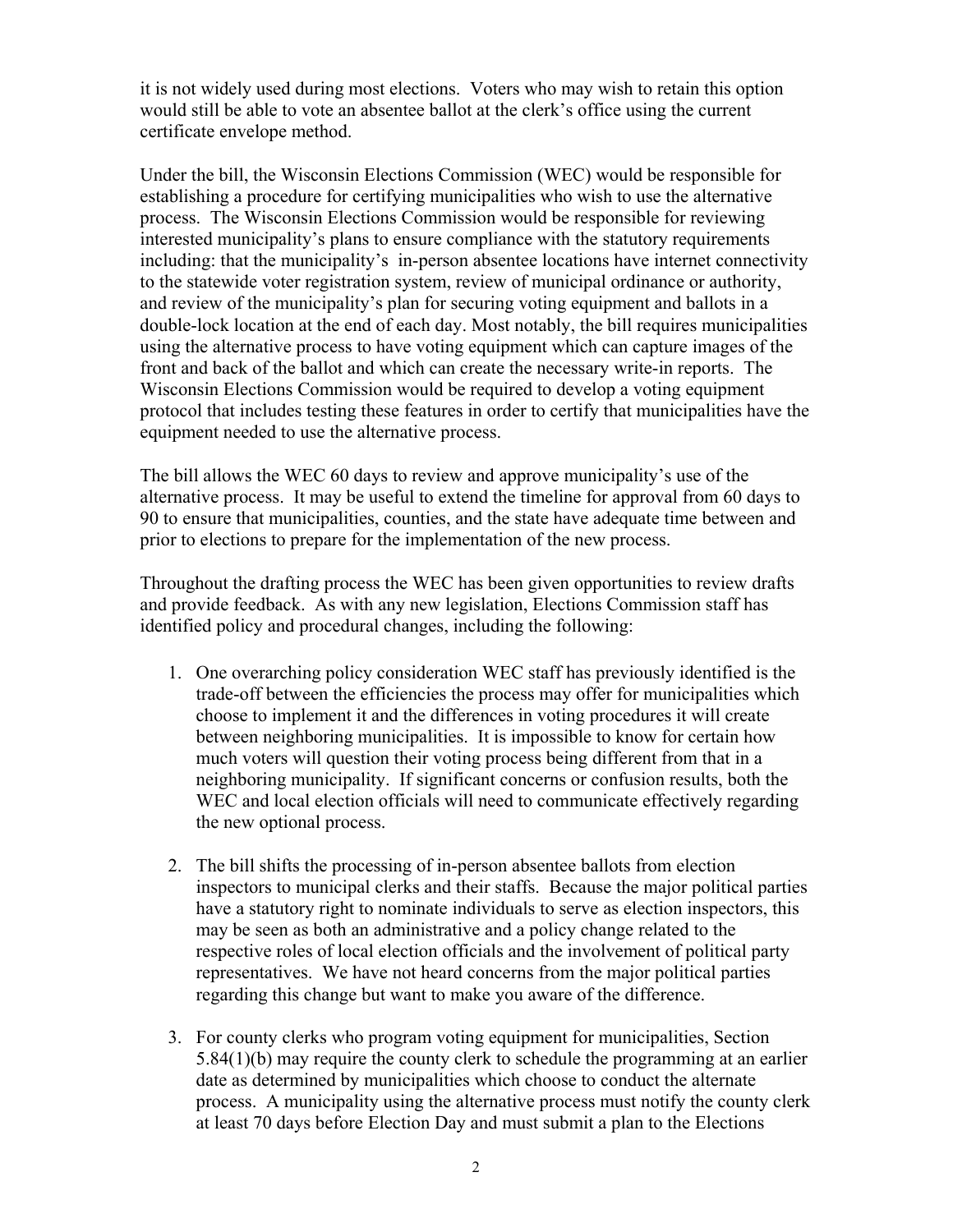it is not widely used during most elections. Voters who may wish to retain this option would still be able to vote an absentee ballot at the clerk's office using the current certificate envelope method.

Under the bill, the Wisconsin Elections Commission (WEC) would be responsible for establishing a procedure for certifying municipalities who wish to use the alternative process. The Wisconsin Elections Commission would be responsible for reviewing interested municipality's plans to ensure compliance with the statutory requirements including: that the municipality's in-person absentee locations have internet connectivity to the statewide voter registration system, review of municipal ordinance or authority, and review of the municipality's plan for securing voting equipment and ballots in a double-lock location at the end of each day. Most notably, the bill requires municipalities using the alternative process to have voting equipment which can capture images of the front and back of the ballot and which can create the necessary write-in reports. The Wisconsin Elections Commission would be required to develop a voting equipment protocol that includes testing these features in order to certify that municipalities have the equipment needed to use the alternative process.

The bill allows the WEC 60 days to review and approve municipality's use of the alternative process. It may be useful to extend the timeline for approval from 60 days to 90 to ensure that municipalities, counties, and the state have adequate time between and prior to elections to prepare for the implementation of the new process.

Throughout the drafting process the WEC has been given opportunities to review drafts and provide feedback. As with any new legislation, Elections Commission staff has identified policy and procedural changes, including the following:

1. One overarching policy consideration WEC staff has previously identified is the trade-off between the efficiencies the process may offer for municipalities which choose to implement it and the differences in voting procedures it will create between neighboring municipalities. It is impossible to know for certain how much voters will question their voting process being different from that in a neighboring municipality. If significant concerns or confusion results, both the WEC and local election officials will need to communicate effectively regarding the new optional process.

2. The bill shifts the processing of in-person absentee ballots from election inspectors to municipal clerks and their staffs. Because the major political parties have a statutory right to nominate individuals to serve as election inspectors, this may be seen as both an administrative and a policy change related to the respective roles of local election officials and the involvement of political party representatives. We have not heard concerns from the major political parties regarding this change but want to make you aware of the difference.

3. For county clerks who program voting equipment for municipalities, Section 5.84(1)(b) may require the county clerk to schedule the programming at an earlier date as determined by municipalities which choose to conduct the alternate process. A municipality using the alternative process must notify the county clerk at least 70 days before Election Day and must submit a plan to the Elections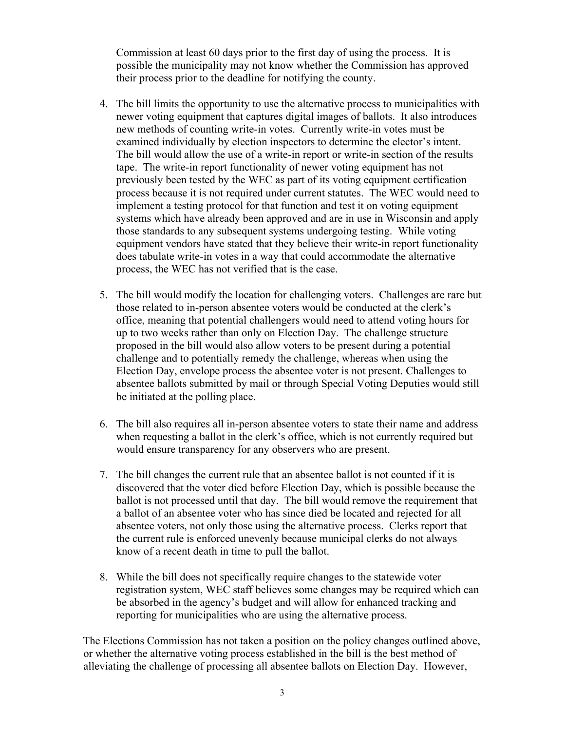Commission at least 60 days prior to the first day of using the process. It is possible the municipality may not know whether the Commission has approved their process prior to the deadline for notifying the county.

4. The bill limits the opportunity to use the alternative process to municipalities with newer voting equipment that captures digital images of ballots. It also introduces new methods of counting write-in votes. Currently write-in votes must be examined individually by election inspectors to determine the elector's intent. The bill would allow the use of a write-in report or write-in section of the results tape. The write-in report functionality of newer voting equipment has not previously been tested by the WEC as part of its voting equipment certification process because it is not required under current statutes. The WEC would need to implement a testing protocol for that function and test it on voting equipment systems which have already been approved and are in use in Wisconsin and apply those standards to any subsequent systems undergoing testing. While voting equipment vendors have stated that they believe their write-in report functionality does tabulate write-in votes in a way that could accommodate the alternative process, the WEC has not verified that is the case.

5. The bill would modify the location for challenging voters. Challenges are rare but those related to in-person absentee voters would be conducted at the clerk's office, meaning that potential challengers would need to attend voting hours for up to two weeks rather than only on Election Day. The challenge structure proposed in the bill would also allow voters to be present during a potential challenge and to potentially remedy the challenge, whereas when using the Election Day, envelope process the absentee voter is not present. Challenges to absentee ballots submitted by mail or through Special Voting Deputies would still be initiated at the polling place.

6. The bill also requires all in-person absentee voters to state their name and address when requesting a ballot in the clerk's office, which is not currently required but would ensure transparency for any observers who are present.

7. The bill changes the current rule that an absentee ballot is not counted if it is discovered that the voter died before Election Day, which is possible because the ballot is not processed until that day. The bill would remove the requirement that a ballot of an absentee voter who has since died be located and rejected for all absentee voters, not only those using the alternative process. Clerks report that the current rule is enforced unevenly because municipal clerks do not always know of a recent death in time to pull the ballot.

8. While the bill does not specifically require changes to the statewide voter registration system, WEC staff believes some changes may be required which can be absorbed in the agency's budget and will allow for enhanced tracking and reporting for municipalities who are using the alternative process.

The Elections Commission has not taken a position on the policy changes outlined above, or whether the alternative voting process established in the bill is the best method of alleviating the challenge of processing all absentee ballots on Election Day. However,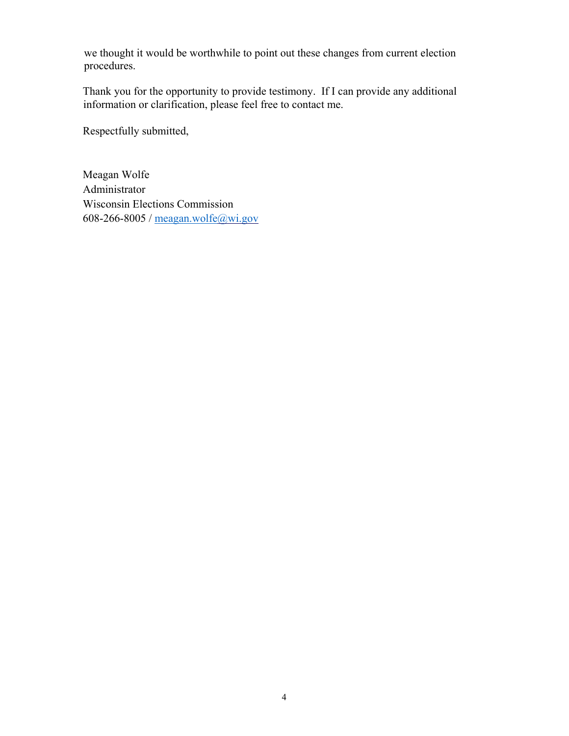we thought it would be worthwhile to point out these changes from current election procedures.

Thank you for the opportunity to provide testimony. If I can provide any additional information or clarification, please feel free to contact me.

Respectfully submitted,

Meagan Wolfe
Administrator
Wisconsin Elections Commission
608-266-8005 / meagan.wolfe@wi.gov